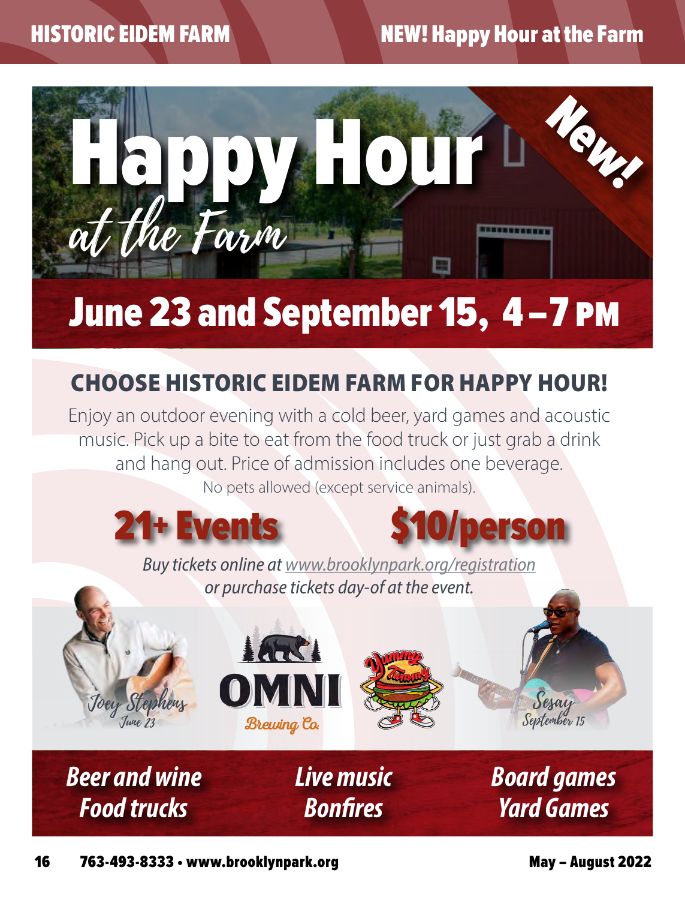# Happy Hour *at the Farm*

New!

## June 23 and September 15, 4 – 7 PM

### CHOOSE HISTORIC EIDEM FARM FOR HAPPY HOUR!

Enjoy an outdoor evening with a cold beer, yard games and acoustic music. Pick up a bite to eat from the food truck or just grab a drink and hang out. Price of admission includes one beverage.

No pets allowed (except service animals).

**21+ Events**

**$10/person**

*Buy tickets online at www.brooklynpark.org/registration or purchase tickets day-of at the event.*

*Joey Stephens*
*June 23*

OMNI Brewing Co.

Yummy Tummy

*Sesay*
*September 15*

*Beer and wine*
*Food trucks*

*Live music*
*Bonfires*

*Board games*
*Yard Games*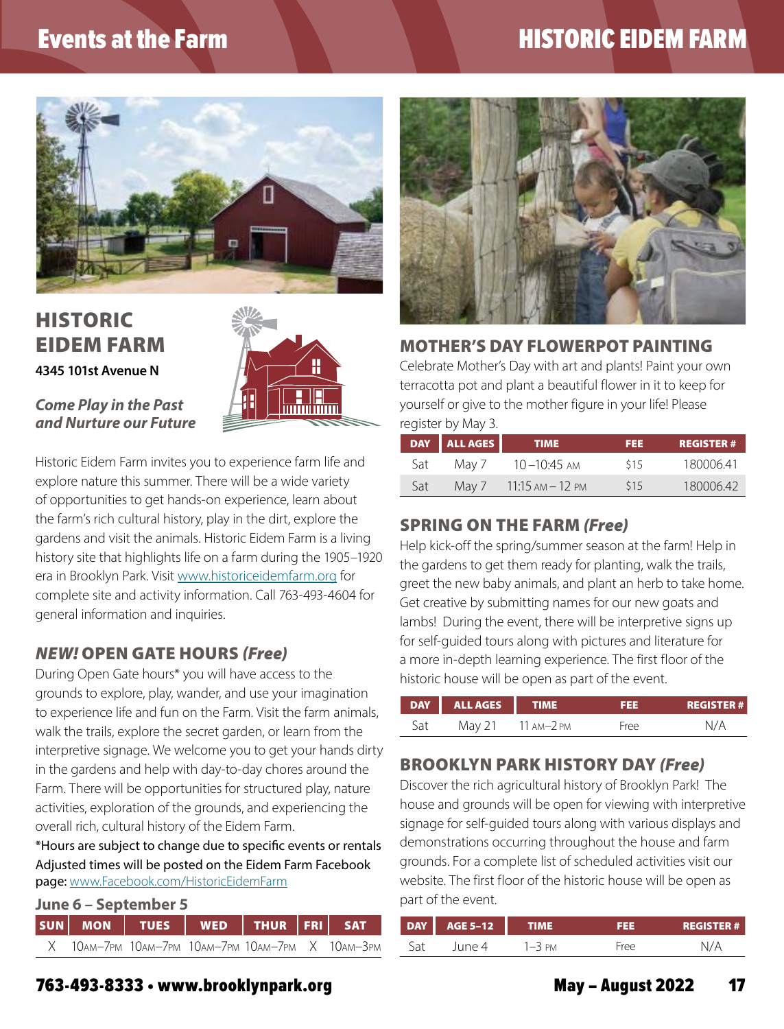# HISTORIC EIDEM FARM

**4345 101st Avenue N**

***Come Play in the Past and Nurture our Future***

Historic Eidem Farm invites you to experience farm life and explore nature this summer. There will be a wide variety of opportunities to get hands-on experience, learn about the farm's rich cultural history, play in the dirt, explore the gardens and visit the animals. Historic Eidem Farm is a living history site that highlights life on a farm during the 1905–1920 era in Brooklyn Park. Visit www.historiceidemfarm.org for complete site and activity information. Call 763-493-4604 for general information and inquiries.

## *NEW!* OPEN GATE HOURS *(Free)*

During Open Gate hours* you will have access to the grounds to explore, play, wander, and use your imagination to experience life and fun on the Farm. Visit the farm animals, walk the trails, explore the secret garden, or learn from the interpretive signage. We welcome you to get your hands dirty in the gardens and help with day-to-day chores around the Farm. There will be opportunities for structured play, nature activities, exploration of the grounds, and experiencing the overall rich, cultural history of the Eidem Farm.

*Hours are subject to change due to specific events or rentals Adjusted times will be posted on the Eidem Farm Facebook page: www.Facebook.com/HistoricEidemFarm

**June 6 – September 5**

| SUN | MON | TUES | WED | THUR | FRI | SAT |
|---|---|---|---|---|---|---|
| X | 10AM–7PM | 10AM–7PM | 10AM–7PM | 10AM–7PM | X | 10AM–3PM |

## MOTHER'S DAY FLOWERPOT PAINTING

Celebrate Mother's Day with art and plants! Paint your own terracotta pot and plant a beautiful flower in it to keep for yourself or give to the mother figure in your life! Please register by May 3.

| DAY | ALL AGES | TIME | FEE | REGISTER # |
|---|---|---|---|---|
| Sat | May 7 | 10–10:45 AM | $15 | 180006.41 |
| Sat | May 7 | 11:15 AM – 12 PM | $15 | 180006.42 |

## SPRING ON THE FARM *(Free)*

Help kick-off the spring/summer season at the farm! Help in the gardens to get them ready for planting, walk the trails, greet the new baby animals, and plant an herb to take home. Get creative by submitting names for our new goats and lambs! During the event, there will be interpretive signs up for self-guided tours along with pictures and literature for a more in-depth learning experience. The first floor of the historic house will be open as part of the event.

| DAY | ALL AGES | TIME | FEE | REGISTER # |
|---|---|---|---|---|
| Sat | May 21 | 11 AM–2 PM | Free | N/A |

## BROOKLYN PARK HISTORY DAY *(Free)*

Discover the rich agricultural history of Brooklyn Park! The house and grounds will be open for viewing with interpretive signage for self-guided tours along with various displays and demonstrations occurring throughout the house and farm grounds. For a complete list of scheduled activities visit our website. The first floor of the historic house will be open as part of the event.

| DAY | AGE 5–12 | TIME | FEE | REGISTER # |
|---|---|---|---|---|
| Sat | June 4 | 1–3 PM | Free | N/A |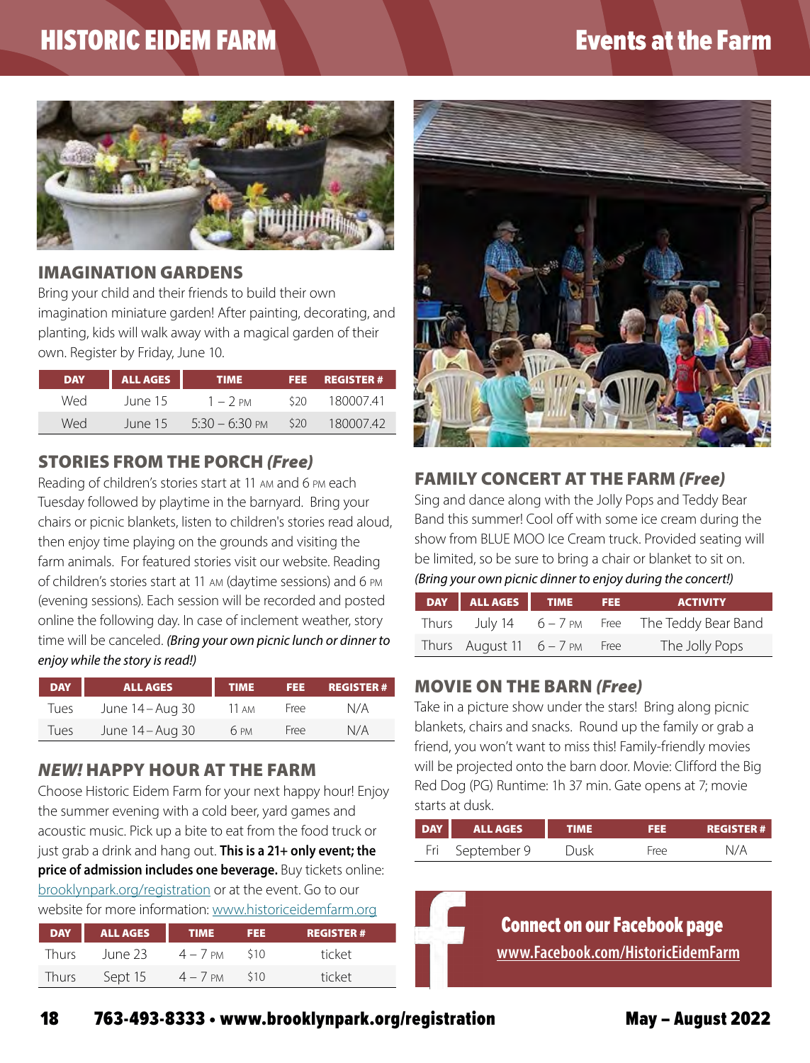## IMAGINATION GARDENS

Bring your child and their friends to build their own imagination miniature garden! After painting, decorating, and planting, kids will walk away with a magical garden of their own. Register by Friday, June 10.

| DAY | ALL AGES | TIME | FEE | REGISTER # |
|---|---|---|---|---|
| Wed | June 15 | 1 – 2 PM | $20 | 180007.41 |
| Wed | June 15 | 5:30 – 6:30 PM | $20 | 180007.42 |

## STORIES FROM THE PORCH *(Free)*

Reading of children's stories start at 11 AM and 6 PM each Tuesday followed by playtime in the barnyard. Bring your chairs or picnic blankets, listen to children's stories read aloud, then enjoy time playing on the grounds and visiting the farm animals. For featured stories visit our website. Reading of children's stories start at 11 AM (daytime sessions) and 6 PM (evening sessions). Each session will be recorded and posted online the following day. In case of inclement weather, story time will be canceled. *(Bring your own picnic lunch or dinner to enjoy while the story is read!)*

| DAY | ALL AGES | TIME | FEE | REGISTER # |
|---|---|---|---|---|
| Tues | June 14 – Aug 30 | 11 AM | Free | N/A |
| Tues | June 14 – Aug 30 | 6 PM | Free | N/A |

## *NEW!* HAPPY HOUR AT THE FARM

Choose Historic Eidem Farm for your next happy hour! Enjoy the summer evening with a cold beer, yard games and acoustic music. Pick up a bite to eat from the food truck or just grab a drink and hang out. **This is a 21+ only event; the price of admission includes one beverage.** Buy tickets online: brooklynpark.org/registration or at the event. Go to our website for more information: www.historiceidemfarm.org

| DAY | ALL AGES | TIME | FEE | REGISTER # |
|---|---|---|---|---|
| Thurs | June 23 | 4 – 7 PM | $10 | ticket |
| Thurs | Sept 15 | 4 – 7 PM | $10 | ticket |

## FAMILY CONCERT AT THE FARM *(Free)*

Sing and dance along with the Jolly Pops and Teddy Bear Band this summer! Cool off with some ice cream during the show from BLUE MOO Ice Cream truck. Provided seating will be limited, so be sure to bring a chair or blanket to sit on. *(Bring your own picnic dinner to enjoy during the concert!)*

| DAY | ALL AGES | TIME | FEE | ACTIVITY |
|---|---|---|---|---|
| Thurs | July 14 | 6 – 7 PM | Free | The Teddy Bear Band |
| Thurs | August 11 | 6 – 7 PM | Free | The Jolly Pops |

## MOVIE ON THE BARN *(Free)*

Take in a picture show under the stars! Bring along picnic blankets, chairs and snacks. Round up the family or grab a friend, you won't want to miss this! Family-friendly movies will be projected onto the barn door. Movie: Clifford the Big Red Dog (PG) Runtime: 1h 37 min. Gate opens at 7; movie starts at dusk.

| DAY | ALL AGES | TIME | FEE | REGISTER # |
|---|---|---|---|---|
| Fri | September 9 | Dusk | Free | N/A |

**Connect on our Facebook page**
www.Facebook.com/HistoricEidemFarm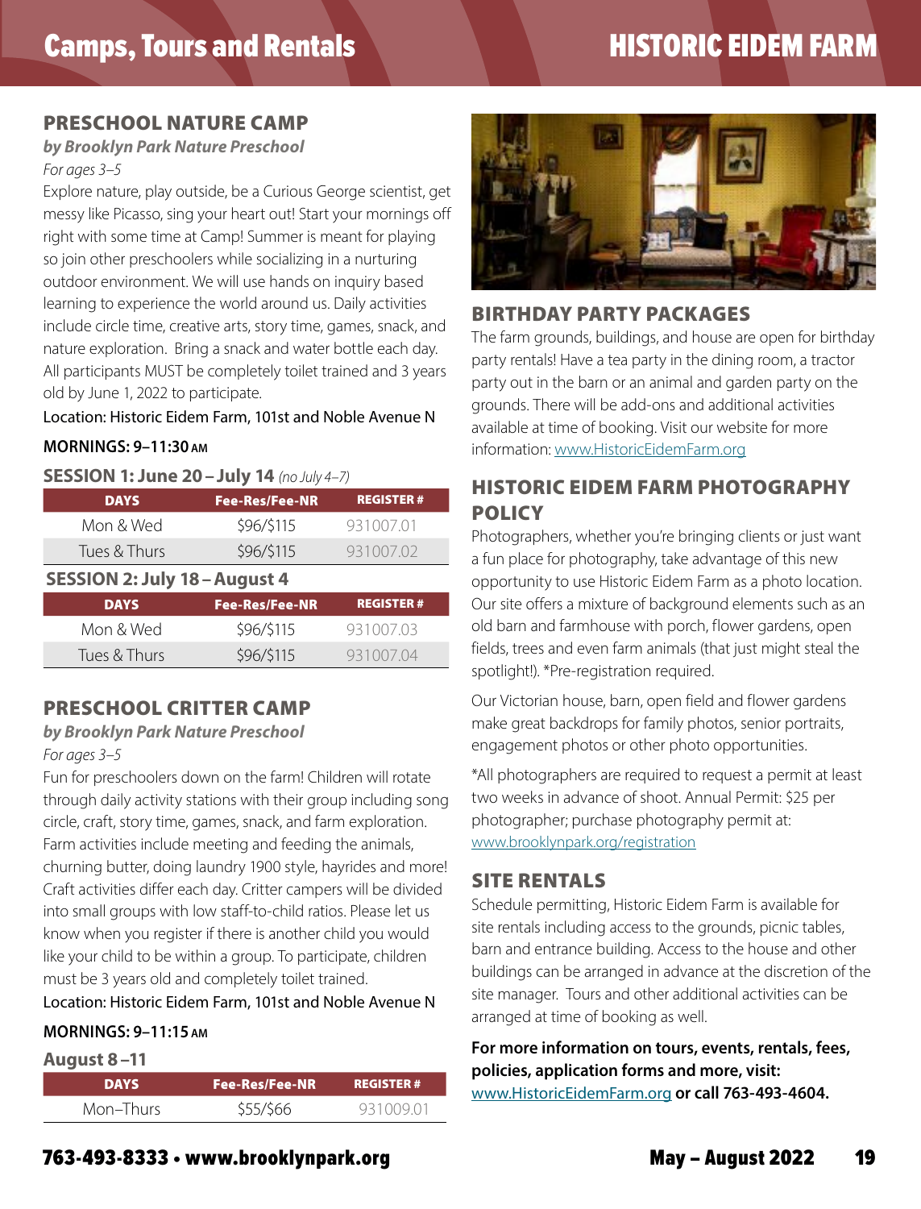# Camps, Tours and Rentals

# HISTORIC EIDEM FARM

## PRESCHOOL NATURE CAMP

***by Brooklyn Park Nature Preschool***

*For ages 3–5*

Explore nature, play outside, be a Curious George scientist, get messy like Picasso, sing your heart out! Start your mornings off right with some time at Camp! Summer is meant for playing so join other preschoolers while socializing in a nurturing outdoor environment. We will use hands on inquiry based learning to experience the world around us. Daily activities include circle time, creative arts, story time, games, snack, and nature exploration. Bring a snack and water bottle each day. All participants MUST be completely toilet trained and 3 years old by June 1, 2022 to participate.

Location: Historic Eidem Farm, 101st and Noble Avenue N

**MORNINGS: 9–11:30 AM**

**SESSION 1: June 20 – July 14** *(no July 4–7)*

| DAYS | Fee-Res/Fee-NR | REGISTER # |
|---|---|---|
| Mon & Wed | $96/$115 | 931007.01 |
| Tues & Thurs | $96/$115 | 931007.02 |

**SESSION 2: July 18 – August 4**

| DAYS | Fee-Res/Fee-NR | REGISTER # |
|---|---|---|
| Mon & Wed | $96/$115 | 931007.03 |
| Tues & Thurs | $96/$115 | 931007.04 |

## PRESCHOOL CRITTER CAMP

***by Brooklyn Park Nature Preschool***

*For ages 3–5*

Fun for preschoolers down on the farm! Children will rotate through daily activity stations with their group including song circle, craft, story time, games, snack, and farm exploration. Farm activities include meeting and feeding the animals, churning butter, doing laundry 1900 style, hayrides and more! Craft activities differ each day. Critter campers will be divided into small groups with low staff-to-child ratios. Please let us know when you register if there is another child you would like your child to be within a group. To participate, children must be 3 years old and completely toilet trained.

Location: Historic Eidem Farm, 101st and Noble Avenue N

**MORNINGS: 9–11:15 AM**

**August 8 –11**

| DAYS | Fee-Res/Fee-NR | REGISTER # |
|---|---|---|
| Mon–Thurs | $55/$66 | 931009.01 |

## BIRTHDAY PARTY PACKAGES

The farm grounds, buildings, and house are open for birthday party rentals! Have a tea party in the dining room, a tractor party out in the barn or an animal and garden party on the grounds. There will be add-ons and additional activities available at time of booking. Visit our website for more information: www.HistoricEidemFarm.org

## HISTORIC EIDEM FARM PHOTOGRAPHY POLICY

Photographers, whether you're bringing clients or just want a fun place for photography, take advantage of this new opportunity to use Historic Eidem Farm as a photo location. Our site offers a mixture of background elements such as an old barn and farmhouse with porch, flower gardens, open fields, trees and even farm animals (that just might steal the spotlight!). *Pre-registration required.

Our Victorian house, barn, open field and flower gardens make great backdrops for family photos, senior portraits, engagement photos or other photo opportunities.

*All photographers are required to request a permit at least two weeks in advance of shoot. Annual Permit: $25 per photographer; purchase photography permit at: www.brooklynpark.org/registration

## SITE RENTALS

Schedule permitting, Historic Eidem Farm is available for site rentals including access to the grounds, picnic tables, barn and entrance building. Access to the house and other buildings can be arranged in advance at the discretion of the site manager. Tours and other additional activities can be arranged at time of booking as well.

**For more information on tours, events, rentals, fees, policies, application forms and more, visit: www.HistoricEidemFarm.org or call 763-493-4604.**